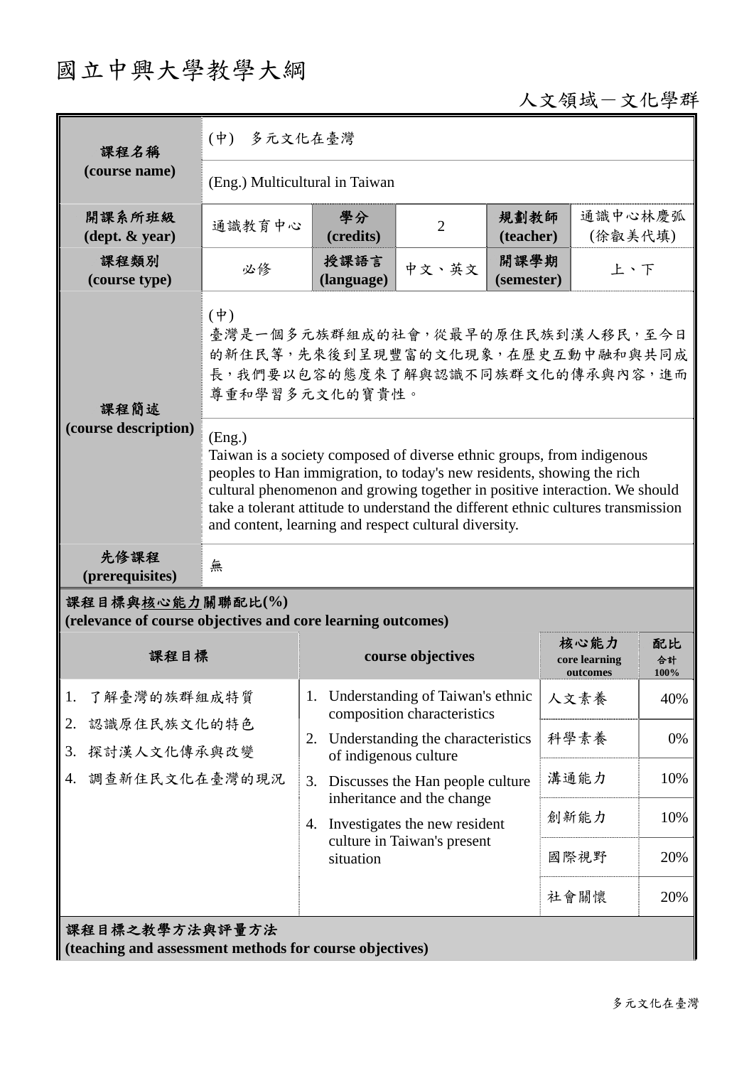# 國立中興大學教學大綱

人文領域－文化學群

| 課程名稱 (course name) | (中) 多元文化在臺灣 | | | | |
|---|---|---|---|---|---|
| | (Eng.) Multicultural in Taiwan | | | | |
| 開課系所班級 (dept. & year) | 通識教育中心 | 學分 (credits) | 2 | 規劃教師 (teacher) | 通識中心林慶弧 (徐叡美代填) |
| 課程類別 (course type) | 必修 | 授課語言 (language) | 中文、英文 | 開課學期 (semester) | 上、下 |
| 課程簡述 (course description) | (中) 臺灣是一個多元族群組成的社會，從最早的原住民族到漢人移民，至今日的新住民等，先來後到呈現豐富的文化現象，在歷史互動中融和與共同成長，我們要以包容的態度來了解與認識不同族群文化的傳承與內容，進而尊重和學習多元文化的寶貴性。 | | | | |
| | (Eng.) Taiwan is a society composed of diverse ethnic groups, from indigenous peoples to Han immigration, to today's new residents, showing the rich cultural phenomenon and growing together in positive interaction. We should take a tolerant attitude to understand the different ethnic cultures transmission and content, learning and respect cultural diversity. | | | | |
| 先修課程 (prerequisites) | 無 | | | | |

**課程目標與核心能力關聯配比(%)**
**(relevance of course objectives and core learning outcomes)**

| 課程目標 | course objectives | 核心能力 core learning outcomes | 配比 合計 100% |
|---|---|---|---|
| 1. 了解臺灣的族群組成特質<br>2. 認識原住民族文化的特色<br>3. 探討漢人文化傳承與改變<br>4. 調查新住民文化在臺灣的現況 | 1. Understanding of Taiwan's ethnic composition characteristics<br>2. Understanding the characteristics of indigenous culture<br>3. Discusses the Han people culture inheritance and the change<br>4. Investigates the new resident culture in Taiwan's present situation | 人文素養 | 40% |
| | | 科學素養 | 0% |
| | | 溝通能力 | 10% |
| | | 創新能力 | 10% |
| | | 國際視野 | 20% |
| | | 社會關懷 | 20% |

**課程目標之教學方法與評量方法**
**(teaching and assessment methods for course objectives)**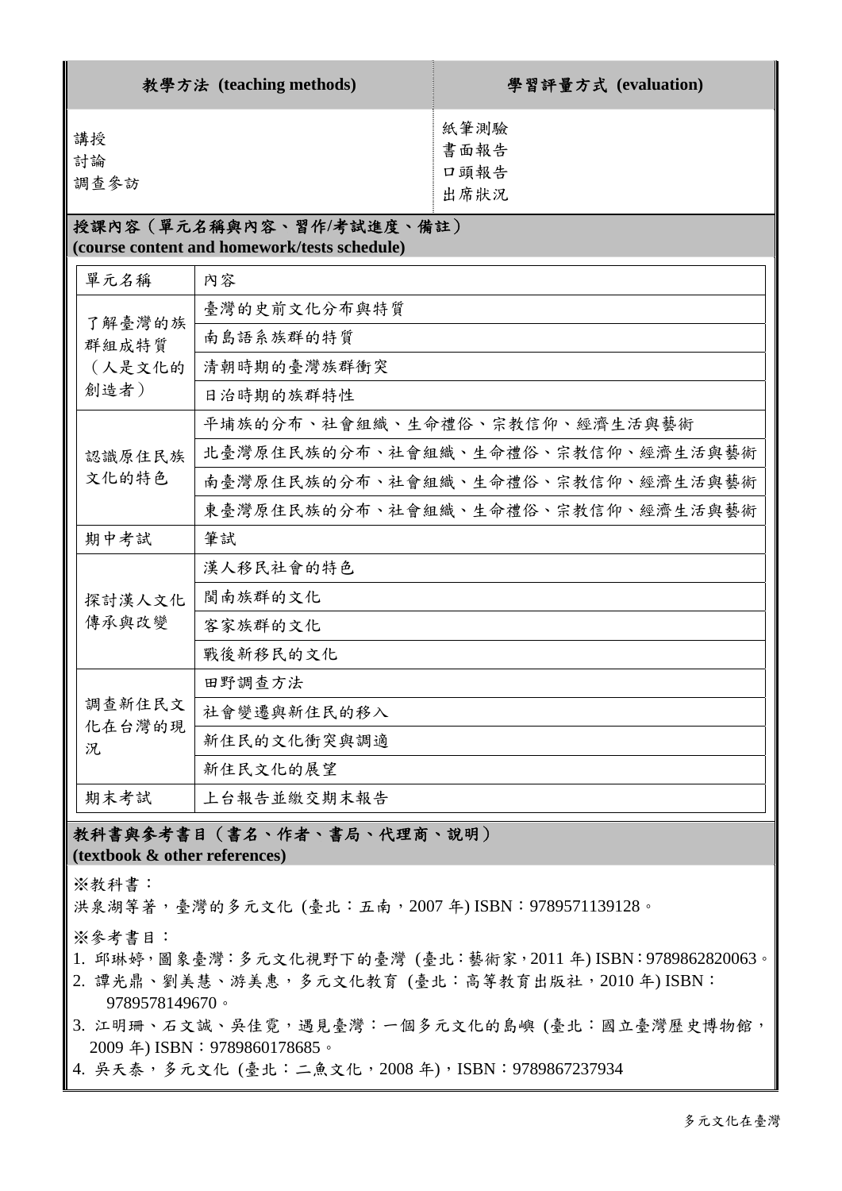| 教學方法 (teaching methods) | 學習評量方式 (evaluation) |
| --- | --- |
| 講授<br>討論<br>調查參訪 | 紙筆測驗<br>書面報告<br>口頭報告<br>出席狀況 |

**授課內容（單元名稱與內容、習作/考試進度、備註）**
**(course content and homework/tests schedule)**

| 單元名稱 | 內容 |
| --- | --- |
| 了解臺灣的族群組成特質（人是文化的創造者） | 臺灣的史前文化分布與特質 |
| | 南島語系族群的特質 |
| | 清朝時期的臺灣族群衝突 |
| | 日治時期的族群特性 |
| 認識原住民族文化的特色 | 平埔族的分布、社會組織、生命禮俗、宗教信仰、經濟生活與藝術 |
| | 北臺灣原住民族的分布、社會組織、生命禮俗、宗教信仰、經濟生活與藝術 |
| | 南臺灣原住民族的分布、社會組織、生命禮俗、宗教信仰、經濟生活與藝術 |
| | 東臺灣原住民族的分布、社會組織、生命禮俗、宗教信仰、經濟生活與藝術 |
| 期中考試 | 筆試 |
| 探討漢人文化傳承與改變 | 漢人移民社會的特色 |
| | 閩南族群的文化 |
| | 客家族群的文化 |
| | 戰後新移民的文化 |
| 調查新住民文化在台灣的現況 | 田野調查方法 |
| | 社會變遷與新住民的移入 |
| | 新住民的文化衝突與調適 |
| | 新住民文化的展望 |
| 期末考試 | 上台報告並繳交期末報告 |

**教科書與參考書目（書名、作者、書局、代理商、說明）**
**(textbook & other references)**

※教科書：
洪泉湖等著，臺灣的多元文化 (臺北：五南，2007 年) ISBN：9789571139128。

※參考書目：
1. 邱琳婷，圖象臺灣：多元文化視野下的臺灣 (臺北：藝術家，2011 年) ISBN：9789862820063。
2. 譚光鼎、劉美慧、游美惠，多元文化教育 (臺北：高等教育出版社，2010 年) ISBN：9789578149670。
3. 江明珊、石文誠、吳佳霓，遇見臺灣：一個多元文化的島嶼 (臺北：國立臺灣歷史博物館，2009 年) ISBN：9789860178685。
4. 吳天泰，多元文化 (臺北：二魚文化，2008 年)，ISBN：9789867237934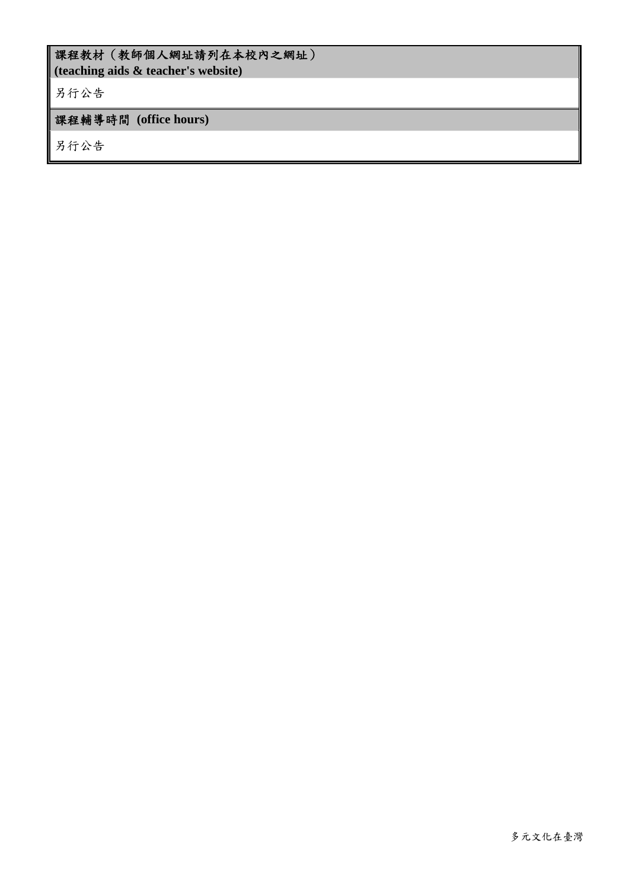| 課程教材（教師個人網址請列在本校內之網址）<br>**(teaching aids & teacher's website)** |
| --- |
| 另行公告 |
| **課程輔導時間 (office hours)** |
| 另行公告 |